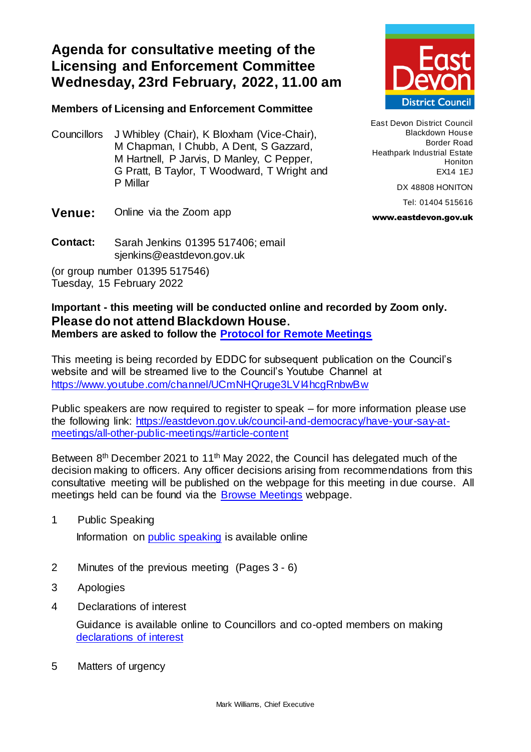# Agenda for consultative meeting of the Licensing and Enforcement Committee Wednesday, 23rd February, 2022, 11.00 am

East Devon District Council
Blackdown House
Border Road
Heathpark Industrial Estate
Honiton
EX14 1EJ

DX 48808 HONITON

Tel: 01404 515616

**www.eastdevon.gov.uk**

**Members of Licensing and Enforcement Committee**

Councillors J Whibley (Chair), K Bloxham (Vice-Chair), M Chapman, I Chubb, A Dent, S Gazzard, M Hartnell, P Jarvis, D Manley, C Pepper, G Pratt, B Taylor, T Woodward, T Wright and P Millar

**Venue:** Online via the Zoom app

**Contact:** Sarah Jenkins 01395 517406; email sjenkins@eastdevon.gov.uk

(or group number 01395 517546)
Tuesday, 15 February 2022

**Important - this meeting will be conducted online and recorded by Zoom only.**
**Please do not attend Blackdown House.**
**Members are asked to follow the Protocol for Remote Meetings**

This meeting is being recorded by EDDC for subsequent publication on the Council's website and will be streamed live to the Council's Youtube Channel at https://www.youtube.com/channel/UCmNHQruge3LVI4hcgRnbwBw

Public speakers are now required to register to speak – for more information please use the following link: https://eastdevon.gov.uk/council-and-democracy/have-your-say-at-meetings/all-other-public-meetings/#article-content

Between 8th December 2021 to 11th May 2022, the Council has delegated much of the decision making to officers. Any officer decisions arising from recommendations from this consultative meeting will be published on the webpage for this meeting in due course. All meetings held can be found via the Browse Meetings webpage.

1 Public Speaking

   Information on public speaking is available online

2 Minutes of the previous meeting (Pages 3 - 6)

3 Apologies

4 Declarations of interest

   Guidance is available online to Councillors and co-opted members on making declarations of interest

5 Matters of urgency

Mark Williams, Chief Executive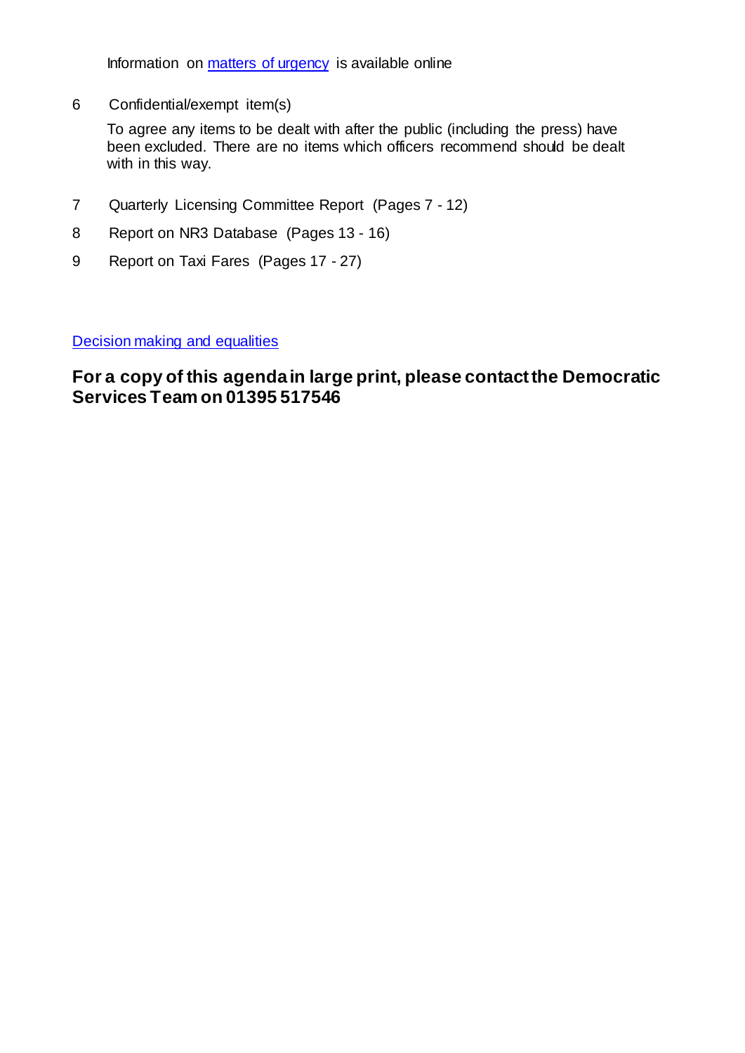Information on matters of urgency is available online

6 Confidential/exempt item(s)

To agree any items to be dealt with after the public (including the press) have been excluded. There are no items which officers recommend should be dealt with in this way.

7 Quarterly Licensing Committee Report (Pages 7 - 12)

8 Report on NR3 Database (Pages 13 - 16)

9 Report on Taxi Fares (Pages 17 - 27)

Decision making and equalities

**For a copy of this agenda in large print, please contact the Democratic Services Team on 01395 517546**